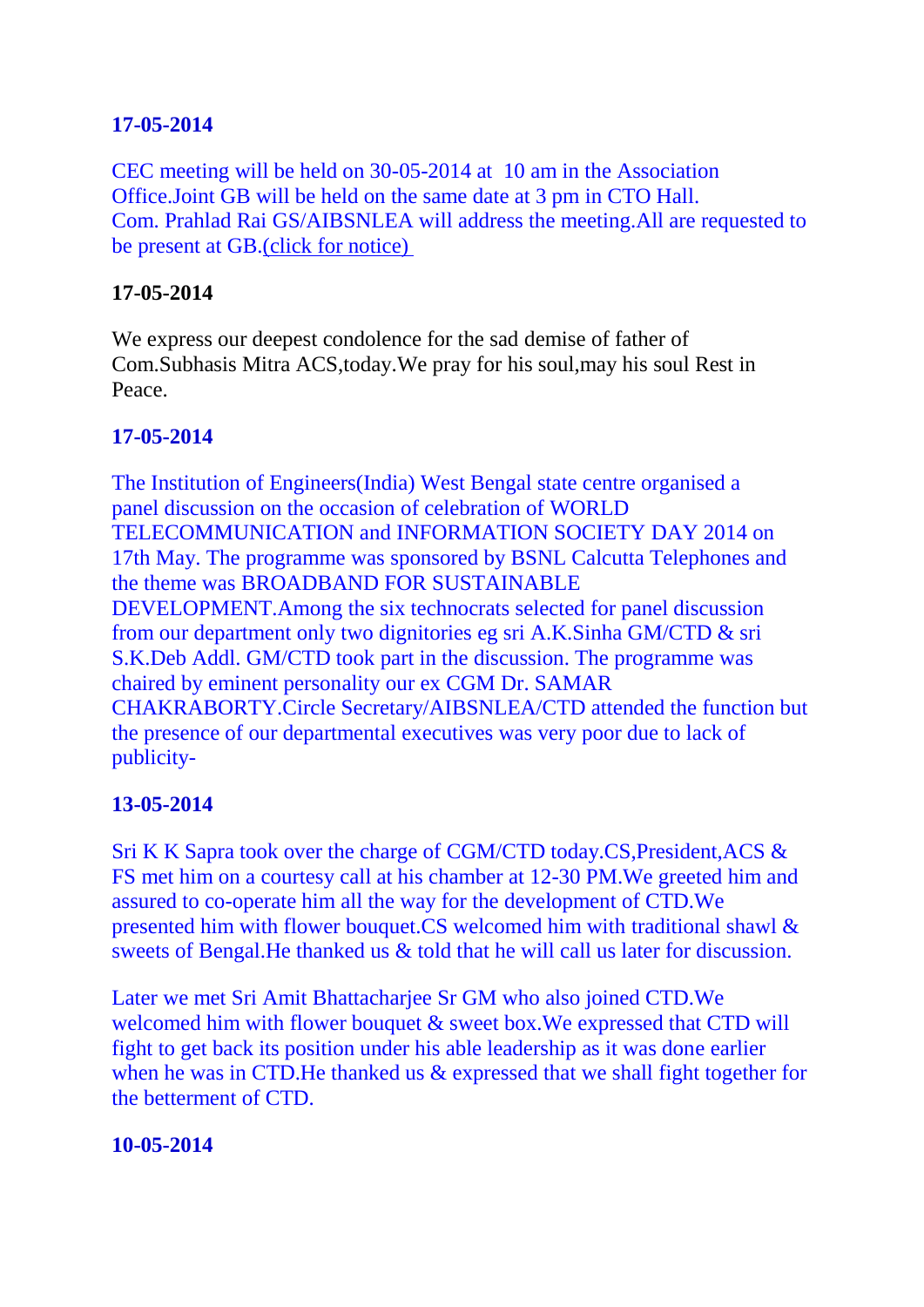**17-05-2014**

CEC meeting will be held on 30-05-2014 at 10 am in the Association Office.Joint GB will be held on the same date at 3 pm in CTO Hall. Com. Prahlad Rai GS/AIBSNLEA will address the meeting.All are requested to be present at GB.(click for notice)

**17-05-2014**

We express our deepest condolence for the sad demise of father of Com.Subhasis Mitra ACS,today.We pray for his soul,may his soul Rest in Peace.

**17-05-2014**

The Institution of Engineers(India) West Bengal state centre organised a panel discussion on the occasion of celebration of WORLD TELECOMMUNICATION and INFORMATION SOCIETY DAY 2014 on 17th May. The programme was sponsored by BSNL Calcutta Telephones and the theme was BROADBAND FOR SUSTAINABLE DEVELOPMENT.Among the six technocrats selected for panel discussion from our department only two dignitories eg sri A.K.Sinha GM/CTD & sri S.K.Deb Addl. GM/CTD took part in the discussion. The programme was chaired by eminent personality our ex CGM Dr. SAMAR CHAKRABORTY.Circle Secretary/AIBSNLEA/CTD attended the function but the presence of our departmental executives was very poor due to lack of publicity-

**13-05-2014**

Sri K K Sapra took over the charge of CGM/CTD today.CS,President,ACS & FS met him on a courtesy call at his chamber at 12-30 PM.We greeted him and assured to co-operate him all the way for the development of CTD.We presented him with flower bouquet.CS welcomed him with traditional shawl & sweets of Bengal.He thanked us & told that he will call us later for discussion.

Later we met Sri Amit Bhattacharjee Sr GM who also joined CTD.We welcomed him with flower bouquet & sweet box.We expressed that CTD will fight to get back its position under his able leadership as it was done earlier when he was in CTD.He thanked us & expressed that we shall fight together for the betterment of CTD.

**10-05-2014**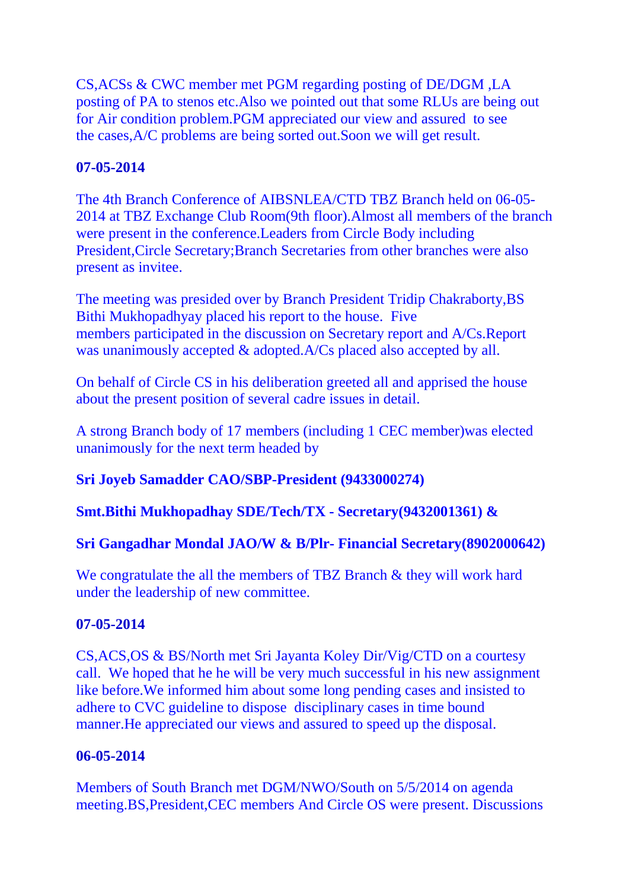CS,ACSs & CWC member met PGM regarding posting of DE/DGM ,LA posting of PA to stenos etc.Also we pointed out that some RLUs are being out for Air condition problem.PGM appreciated our view and assured to see the cases,A/C problems are being sorted out.Soon we will get result.

**07-05-2014**

The 4th Branch Conference of AIBSNLEA/CTD TBZ Branch held on 06-05-2014 at TBZ Exchange Club Room(9th floor).Almost all members of the branch were present in the conference.Leaders from Circle Body including President,Circle Secretary;Branch Secretaries from other branches were also present as invitee.

The meeting was presided over by Branch President Tridip Chakraborty,BS Bithi Mukhopadhyay placed his report to the house. Five members participated in the discussion on Secretary report and A/Cs.Report was unanimously accepted & adopted.A/Cs placed also accepted by all.

On behalf of Circle CS in his deliberation greeted all and apprised the house about the present position of several cadre issues in detail.

A strong Branch body of 17 members (including 1 CEC member)was elected unanimously for the next term headed by

**Sri Joyeb Samadder CAO/SBP-President (9433000274)**

**Smt.Bithi Mukhopadhay SDE/Tech/TX - Secretary(9432001361) &**

**Sri Gangadhar Mondal JAO/W & B/Plr- Financial Secretary(8902000642)**

We congratulate the all the members of TBZ Branch & they will work hard under the leadership of new committee.

**07-05-2014**

CS,ACS,OS & BS/North met Sri Jayanta Koley Dir/Vig/CTD on a courtesy call. We hoped that he he will be very much successful in his new assignment like before.We informed him about some long pending cases and insisted to adhere to CVC guideline to dispose disciplinary cases in time bound manner.He appreciated our views and assured to speed up the disposal.

**06-05-2014**

Members of South Branch met DGM/NWO/South on 5/5/2014 on agenda meeting.BS,President,CEC members And Circle OS were present. Discussions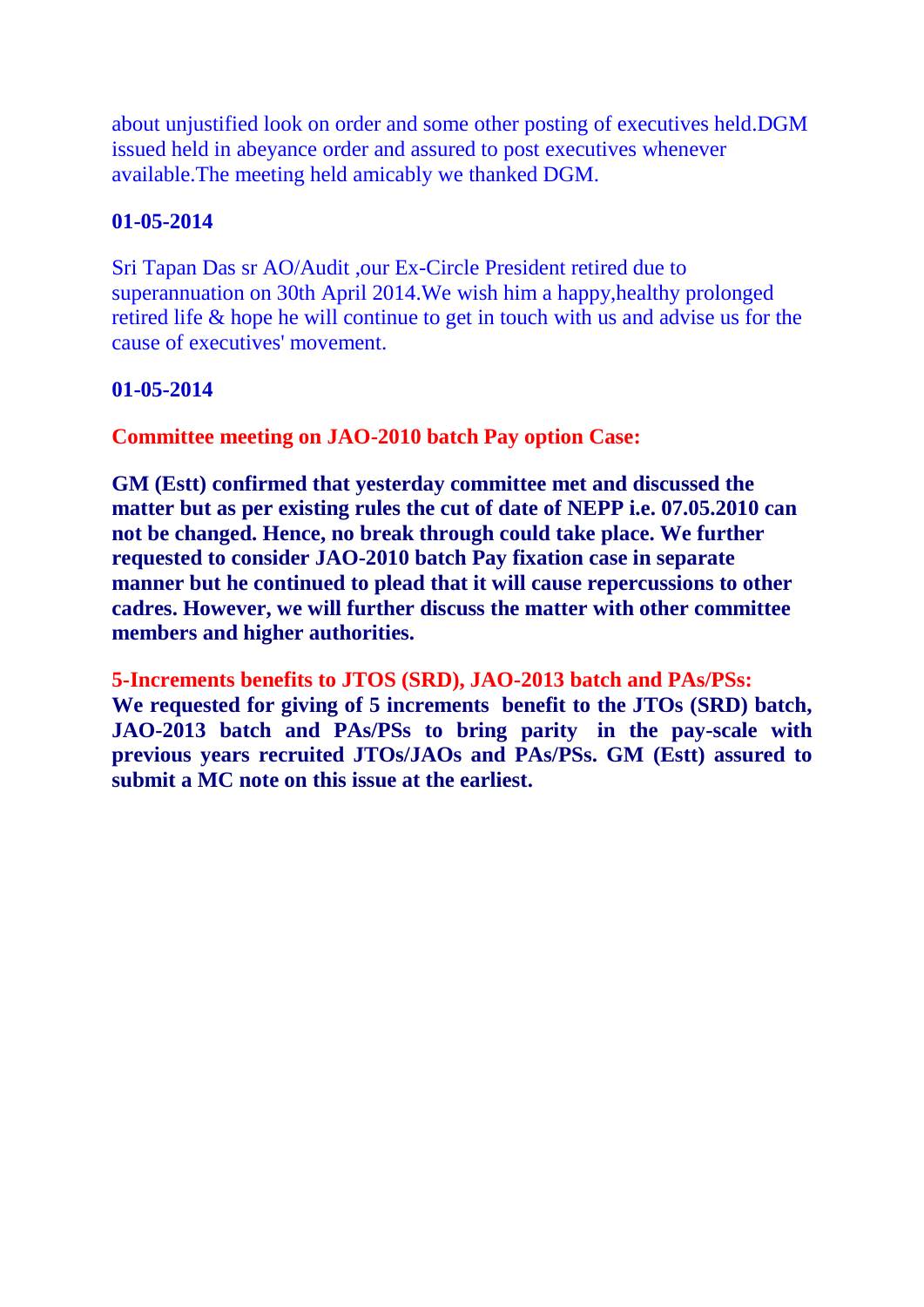about unjustified look on order and some other posting of executives held.DGM issued held in abeyance order and assured to post executives whenever available.The meeting held amicably we thanked DGM.

**01-05-2014**

Sri Tapan Das sr AO/Audit ,our Ex-Circle President retired due to superannuation on 30th April 2014.We wish him a happy,healthy prolonged retired life & hope he will continue to get in touch with us and advise us for the cause of executives' movement.

**01-05-2014**

**Committee meeting on JAO-2010 batch Pay option Case:**

**GM (Estt) confirmed that yesterday committee met and discussed the matter but as per existing rules the cut of date of NEPP i.e. 07.05.2010 can not be changed. Hence, no break through could take place. We further requested to consider JAO-2010 batch Pay fixation case in separate manner but he continued to plead that it will cause repercussions to other cadres. However, we will further discuss the matter with other committee members and higher authorities.**

**5-Increments benefits to JTOS (SRD), JAO-2013 batch and PAs/PSs:**
**We requested for giving of 5 increments benefit to the JTOs (SRD) batch, JAO-2013 batch and PAs/PSs to bring parity in the pay-scale with previous years recruited JTOs/JAOs and PAs/PSs. GM (Estt) assured to submit a MC note on this issue at the earliest.**